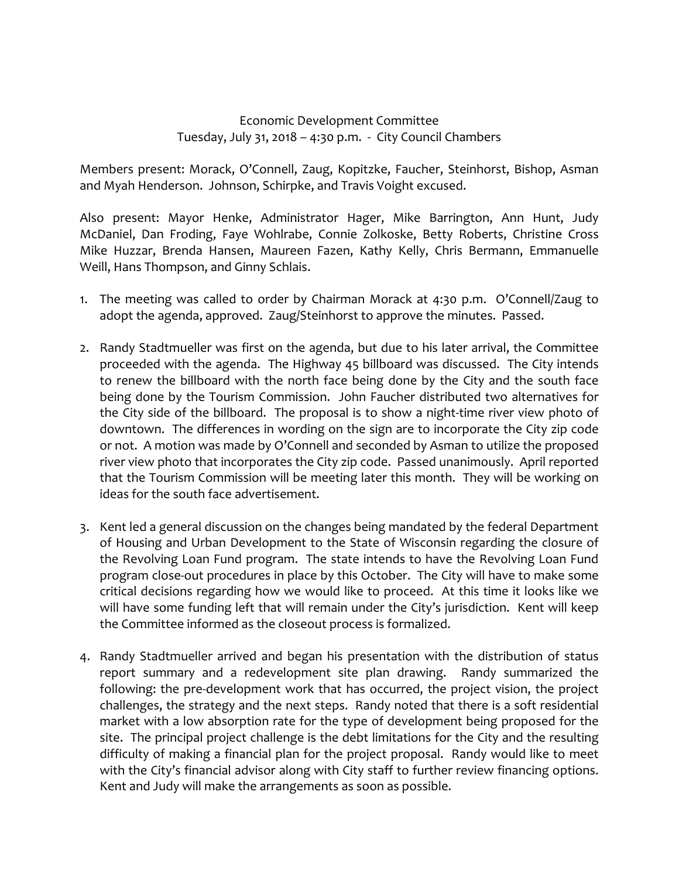Economic Development Committee
Tuesday, July 31, 2018 – 4:30 p.m. - City Council Chambers

Members present: Morack, O'Connell, Zaug, Kopitzke, Faucher, Steinhorst, Bishop, Asman and Myah Henderson. Johnson, Schirpke, and Travis Voight excused.

Also present: Mayor Henke, Administrator Hager, Mike Barrington, Ann Hunt, Judy McDaniel, Dan Froding, Faye Wohlrabe, Connie Zolkoske, Betty Roberts, Christine Cross Mike Huzzar, Brenda Hansen, Maureen Fazen, Kathy Kelly, Chris Bermann, Emmanuelle Weill, Hans Thompson, and Ginny Schlais.

1. The meeting was called to order by Chairman Morack at 4:30 p.m. O'Connell/Zaug to adopt the agenda, approved. Zaug/Steinhorst to approve the minutes. Passed.

2. Randy Stadtmueller was first on the agenda, but due to his later arrival, the Committee proceeded with the agenda. The Highway 45 billboard was discussed. The City intends to renew the billboard with the north face being done by the City and the south face being done by the Tourism Commission. John Faucher distributed two alternatives for the City side of the billboard. The proposal is to show a night-time river view photo of downtown. The differences in wording on the sign are to incorporate the City zip code or not. A motion was made by O'Connell and seconded by Asman to utilize the proposed river view photo that incorporates the City zip code. Passed unanimously. April reported that the Tourism Commission will be meeting later this month. They will be working on ideas for the south face advertisement.

3. Kent led a general discussion on the changes being mandated by the federal Department of Housing and Urban Development to the State of Wisconsin regarding the closure of the Revolving Loan Fund program. The state intends to have the Revolving Loan Fund program close-out procedures in place by this October. The City will have to make some critical decisions regarding how we would like to proceed. At this time it looks like we will have some funding left that will remain under the City's jurisdiction. Kent will keep the Committee informed as the closeout process is formalized.

4. Randy Stadtmueller arrived and began his presentation with the distribution of status report summary and a redevelopment site plan drawing. Randy summarized the following: the pre-development work that has occurred, the project vision, the project challenges, the strategy and the next steps. Randy noted that there is a soft residential market with a low absorption rate for the type of development being proposed for the site. The principal project challenge is the debt limitations for the City and the resulting difficulty of making a financial plan for the project proposal. Randy would like to meet with the City's financial advisor along with City staff to further review financing options. Kent and Judy will make the arrangements as soon as possible.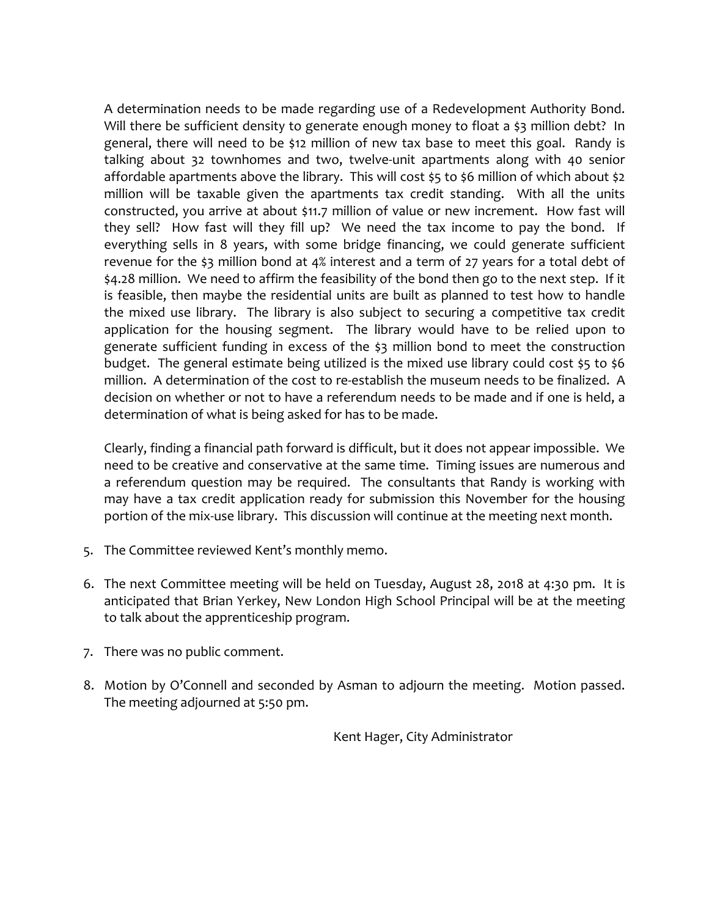A determination needs to be made regarding use of a Redevelopment Authority Bond. Will there be sufficient density to generate enough money to float a $3 million debt? In general, there will need to be $12 million of new tax base to meet this goal. Randy is talking about 32 townhomes and two, twelve-unit apartments along with 40 senior affordable apartments above the library. This will cost $5 to $6 million of which about $2 million will be taxable given the apartments tax credit standing. With all the units constructed, you arrive at about $11.7 million of value or new increment. How fast will they sell? How fast will they fill up? We need the tax income to pay the bond. If everything sells in 8 years, with some bridge financing, we could generate sufficient revenue for the $3 million bond at 4% interest and a term of 27 years for a total debt of $4.28 million. We need to affirm the feasibility of the bond then go to the next step. If it is feasible, then maybe the residential units are built as planned to test how to handle the mixed use library. The library is also subject to securing a competitive tax credit application for the housing segment. The library would have to be relied upon to generate sufficient funding in excess of the $3 million bond to meet the construction budget. The general estimate being utilized is the mixed use library could cost $5 to $6 million. A determination of the cost to re-establish the museum needs to be finalized. A decision on whether or not to have a referendum needs to be made and if one is held, a determination of what is being asked for has to be made.

Clearly, finding a financial path forward is difficult, but it does not appear impossible. We need to be creative and conservative at the same time. Timing issues are numerous and a referendum question may be required. The consultants that Randy is working with may have a tax credit application ready for submission this November for the housing portion of the mix-use library. This discussion will continue at the meeting next month.

5. The Committee reviewed Kent's monthly memo.

6. The next Committee meeting will be held on Tuesday, August 28, 2018 at 4:30 pm. It is anticipated that Brian Yerkey, New London High School Principal will be at the meeting to talk about the apprenticeship program.

7. There was no public comment.

8. Motion by O'Connell and seconded by Asman to adjourn the meeting. Motion passed. The meeting adjourned at 5:50 pm.

Kent Hager, City Administrator